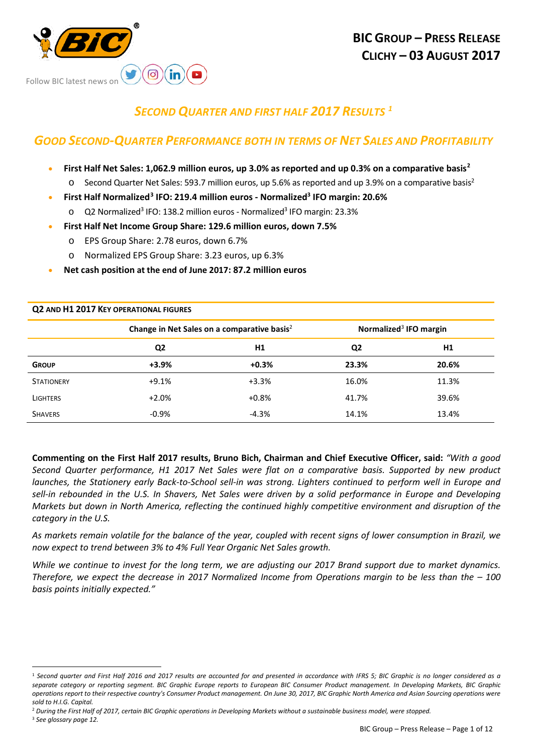BIC GROUP – PRESS RELEASE
CLICHY – 03 AUGUST 2017

Follow BIC latest news on

# SECOND QUARTER AND FIRST HALF 2017 RESULTS [1]

## GOOD SECOND-QUARTER PERFORMANCE BOTH IN TERMS OF NET SALES AND PROFITABILITY

- **First Half Net Sales: 1,062.9 million euros, up 3.0% as reported and up 0.3% on a comparative basis[2]**
  - Second Quarter Net Sales: 593.7 million euros, up 5.6% as reported and up 3.9% on a comparative basis[2]
- **First Half Normalized[3] IFO: 219.4 million euros - Normalized[3] IFO margin: 20.6%**
  - Q2 Normalized[3] IFO: 138.2 million euros - Normalized[3] IFO margin: 23.3%
- **First Half Net Income Group Share: 129.6 million euros, down 7.5%**
  - EPS Group Share: 2.78 euros, down 6.7%
  - Normalized EPS Group Share: 3.23 euros, up 6.3%
- **Net cash position at the end of June 2017: 87.2 million euros**

**Q2 AND H1 2017 KEY OPERATIONAL FIGURES**

| | Change in Net Sales on a comparative basis[2] | | Normalized[3] IFO margin | |
|---|---|---|---|---|
| | **Q2** | **H1** | **Q2** | **H1** |
| **GROUP** | **+3.9%** | **+0.3%** | **23.3%** | **20.6%** |
| STATIONERY | +9.1% | +3.3% | 16.0% | 11.3% |
| LIGHTERS | +2.0% | +0.8% | 41.7% | 39.6% |
| SHAVERS | -0.9% | -4.3% | 14.1% | 13.4% |

**Commenting on the First Half 2017 results, Bruno Bich, Chairman and Chief Executive Officer, said:** *"With a good Second Quarter performance, H1 2017 Net Sales were flat on a comparative basis. Supported by new product launches, the Stationery early Back-to-School sell-in was strong. Lighters continued to perform well in Europe and sell-in rebounded in the U.S. In Shavers, Net Sales were driven by a solid performance in Europe and Developing Markets but down in North America, reflecting the continued highly competitive environment and disruption of the category in the U.S.*

*As markets remain volatile for the balance of the year, coupled with recent signs of lower consumption in Brazil, we now expect to trend between 3% to 4% Full Year Organic Net Sales growth.*

*While we continue to invest for the long term, we are adjusting our 2017 Brand support due to market dynamics. Therefore, we expect the decrease in 2017 Normalized Income from Operations margin to be less than the – 100 basis points initially expected."*

---

[1] *Second quarter and First Half 2016 and 2017 results are accounted for and presented in accordance with IFRS 5; BIC Graphic is no longer considered as a separate category or reporting segment. BIC Graphic Europe reports to European BIC Consumer Product management. In Developing Markets, BIC Graphic operations report to their respective country's Consumer Product management. On June 30, 2017, BIC Graphic North America and Asian Sourcing operations were sold to H.I.G. Capital.*

[2] *During the First Half of 2017, certain BIC Graphic operations in Developing Markets without a sustainable business model, were stopped.*

[3] *See glossary page 12.*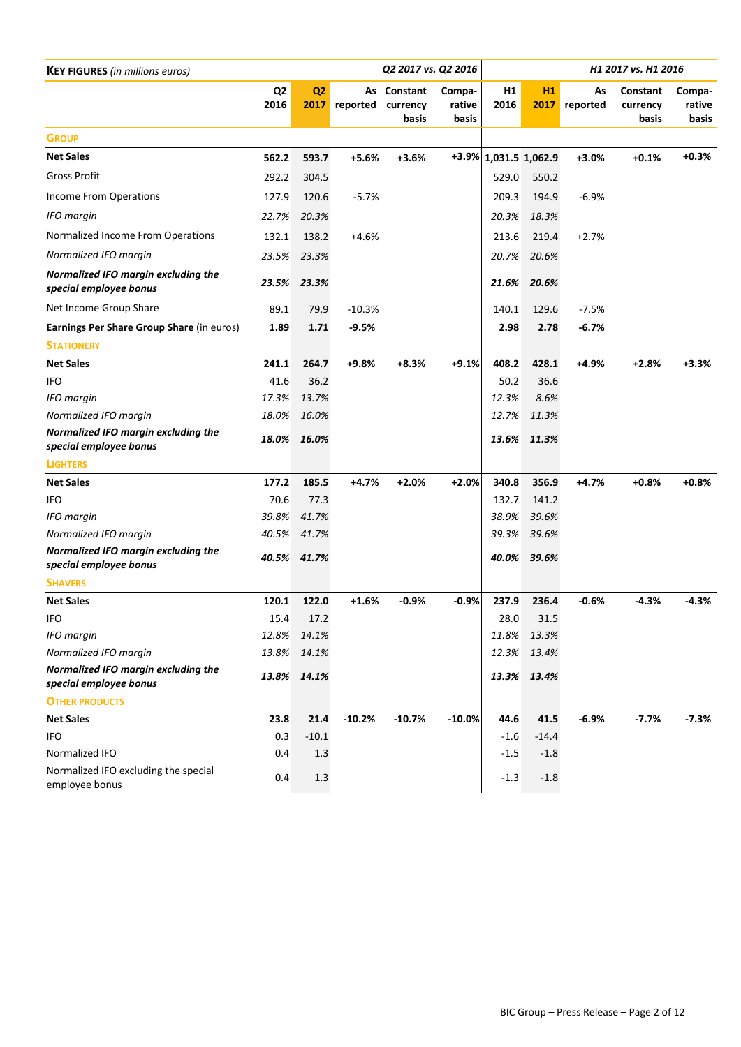| **KEY FIGURES** *(in millions euros)* | | | *Q2 2017 vs. Q2 2016* | | | | | *H1 2017 vs. H1 2016* | | |
|---|---|---|---|---|---|---|---|---|---|---|
| | Q2 2016 | Q2 2017 | As reported | Constant currency basis | Compa-rative basis | H1 2016 | H1 2017 | As reported | Constant currency basis | Compa-rative basis |
| **GROUP** | | | | | | | | | | |
| **Net Sales** | **562.2** | **593.7** | **+5.6%** | **+3.6%** | **+3.9%** | **1,031.5** | **1,062.9** | **+3.0%** | **+0.1%** | **+0.3%** |
| Gross Profit | 292.2 | 304.5 | | | | 529.0 | 550.2 | | | |
| Income From Operations | 127.9 | 120.6 | -5.7% | | | 209.3 | 194.9 | -6.9% | | |
| *IFO margin* | *22.7%* | *20.3%* | | | | *20.3%* | *18.3%* | | | |
| Normalized Income From Operations | 132.1 | 138.2 | +4.6% | | | 213.6 | 219.4 | +2.7% | | |
| *Normalized IFO margin* | *23.5%* | *23.3%* | | | | *20.7%* | *20.6%* | | | |
| ***Normalized IFO margin excluding the special employee bonus*** | ***23.5%*** | ***23.3%*** | | | | ***21.6%*** | ***20.6%*** | | | |
| Net Income Group Share | 89.1 | 79.9 | -10.3% | | | 140.1 | 129.6 | -7.5% | | |
| **Earnings Per Share Group Share** (in euros) | **1.89** | **1.71** | **-9.5%** | | | **2.98** | **2.78** | **-6.7%** | | |
| **STATIONERY** | | | | | | | | | | |
| **Net Sales** | **241.1** | **264.7** | **+9.8%** | **+8.3%** | **+9.1%** | **408.2** | **428.1** | **+4.9%** | **+2.8%** | **+3.3%** |
| IFO | 41.6 | 36.2 | | | | 50.2 | 36.6 | | | |
| *IFO margin* | *17.3%* | *13.7%* | | | | *12.3%* | *8.6%* | | | |
| *Normalized IFO margin* | *18.0%* | *16.0%* | | | | *12.7%* | *11.3%* | | | |
| ***Normalized IFO margin excluding the special employee bonus*** | ***18.0%*** | ***16.0%*** | | | | ***13.6%*** | ***11.3%*** | | | |
| **LIGHTERS** | | | | | | | | | | |
| **Net Sales** | **177.2** | **185.5** | **+4.7%** | **+2.0%** | **+2.0%** | **340.8** | **356.9** | **+4.7%** | **+0.8%** | **+0.8%** |
| IFO | 70.6 | 77.3 | | | | 132.7 | 141.2 | | | |
| *IFO margin* | *39.8%* | *41.7%* | | | | *38.9%* | *39.6%* | | | |
| *Normalized IFO margin* | *40.5%* | *41.7%* | | | | *39.3%* | *39.6%* | | | |
| ***Normalized IFO margin excluding the special employee bonus*** | ***40.5%*** | ***41.7%*** | | | | ***40.0%*** | ***39.6%*** | | | |
| **SHAVERS** | | | | | | | | | | |
| **Net Sales** | **120.1** | **122.0** | **+1.6%** | **-0.9%** | **-0.9%** | **237.9** | **236.4** | **-0.6%** | **-4.3%** | **-4.3%** |
| IFO | 15.4 | 17.2 | | | | 28.0 | 31.5 | | | |
| *IFO margin* | *12.8%* | *14.1%* | | | | *11.8%* | *13.3%* | | | |
| *Normalized IFO margin* | *13.8%* | *14.1%* | | | | *12.3%* | *13.4%* | | | |
| ***Normalized IFO margin excluding the special employee bonus*** | ***13.8%*** | ***14.1%*** | | | | ***13.3%*** | ***13.4%*** | | | |
| **OTHER PRODUCTS** | | | | | | | | | | |
| **Net Sales** | **23.8** | **21.4** | **-10.2%** | **-10.7%** | **-10.0%** | **44.6** | **41.5** | **-6.9%** | **-7.7%** | **-7.3%** |
| IFO | 0.3 | -10.1 | | | | -1.6 | -14.4 | | | |
| Normalized IFO | 0.4 | 1.3 | | | | -1.5 | -1.8 | | | |
| Normalized IFO excluding the special employee bonus | 0.4 | 1.3 | | | | -1.3 | -1.8 | | | |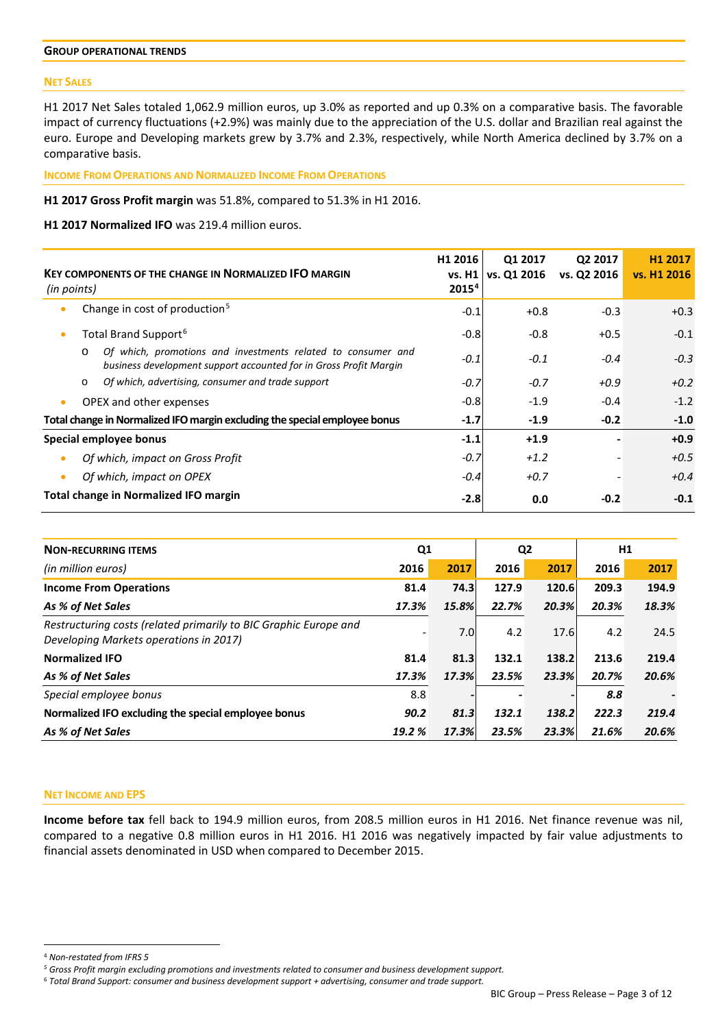## Group Operational Trends

### Net Sales

H1 2017 Net Sales totaled 1,062.9 million euros, up 3.0% as reported and up 0.3% on a comparative basis. The favorable impact of currency fluctuations (+2.9%) was mainly due to the appreciation of the U.S. dollar and Brazilian real against the euro. Europe and Developing markets grew by 3.7% and 2.3%, respectively, while North America declined by 3.7% on a comparative basis.

### Income From Operations and Normalized Income From Operations

**H1 2017 Gross Profit margin** was 51.8%, compared to 51.3% in H1 2016.

**H1 2017 Normalized IFO** was 219.4 million euros.

| **Key components of the change in Normalized IFO margin** *(in points)* | H1 2016 vs. H1 2015[4] | Q1 2017 vs. Q1 2016 | Q2 2017 vs. Q2 2016 | H1 2017 vs. H1 2016 |
|---|---|---|---|---|
| • Change in cost of production[5] | -0.1 | +0.8 | -0.3 | +0.3 |
| • Total Brand Support[6] | -0.8 | -0.8 | +0.5 | -0.1 |
| o *Of which, promotions and investments related to consumer and business development support accounted for in Gross Profit Margin* | *-0.1* | *-0.1* | *-0.4* | *-0.3* |
| o *Of which, advertising, consumer and trade support* | *-0.7* | *-0.7* | *+0.9* | *+0.2* |
| • OPEX and other expenses | -0.8 | -1.9 | -0.4 | -1.2 |
| **Total change in Normalized IFO margin excluding the special employee bonus** | **-1.7** | **-1.9** | **-0.2** | **-1.0** |
| **Special employee bonus** | **-1.1** | **+1.9** | **-** | **+0.9** |
| • *Of which, impact on Gross Profit* | *-0.7* | *+1.2* | *-* | *+0.5* |
| • *Of which, impact on OPEX* | *-0.4* | *+0.7* | *-* | *+0.4* |
| **Total change in Normalized IFO margin** | **-2.8** | **0.0** | **-0.2** | **-0.1** |

| **Non-recurring items** | Q1 | | Q2 | | H1 | |
|---|---|---|---|---|---|---|
| *(in million euros)* | **2016** | **2017** | **2016** | **2017** | **2016** | **2017** |
| **Income From Operations** | **81.4** | **74.3** | **127.9** | **120.6** | **209.3** | **194.9** |
| ***As % of Net Sales*** | ***17.3%*** | ***15.8%*** | ***22.7%*** | ***20.3%*** | ***20.3%*** | ***18.3%*** |
| *Restructuring costs (related primarily to BIC Graphic Europe and Developing Markets operations in 2017)* | - | 7.0 | 4.2 | 17.6 | 4.2 | 24.5 |
| **Normalized IFO** | **81.4** | **81.3** | **132.1** | **138.2** | **213.6** | **219.4** |
| ***As % of Net Sales*** | ***17.3%*** | ***17.3%*** | ***23.5%*** | ***23.3%*** | ***20.7%*** | ***20.6%*** |
| *Special employee bonus* | 8.8 | - | - | - | *8.8* | - |
| **Normalized IFO excluding the special employee bonus** | ***90.2*** | ***81.3*** | ***132.1*** | ***138.2*** | ***222.3*** | ***219.4*** |
| ***As % of Net Sales*** | ***19.2 %*** | ***17.3%*** | ***23.5%*** | ***23.3%*** | ***21.6%*** | ***20.6%*** |

### Net Income and EPS

**Income before tax** fell back to 194.9 million euros, from 208.5 million euros in H1 2016. Net finance revenue was nil, compared to a negative 0.8 million euros in H1 2016. H1 2016 was negatively impacted by fair value adjustments to financial assets denominated in USD when compared to December 2015.

---

[4] *Non-restated from IFRS 5*

[5] *Gross Profit margin excluding promotions and investments related to consumer and business development support.*

[6] *Total Brand Support: consumer and business development support + advertising, consumer and trade support.*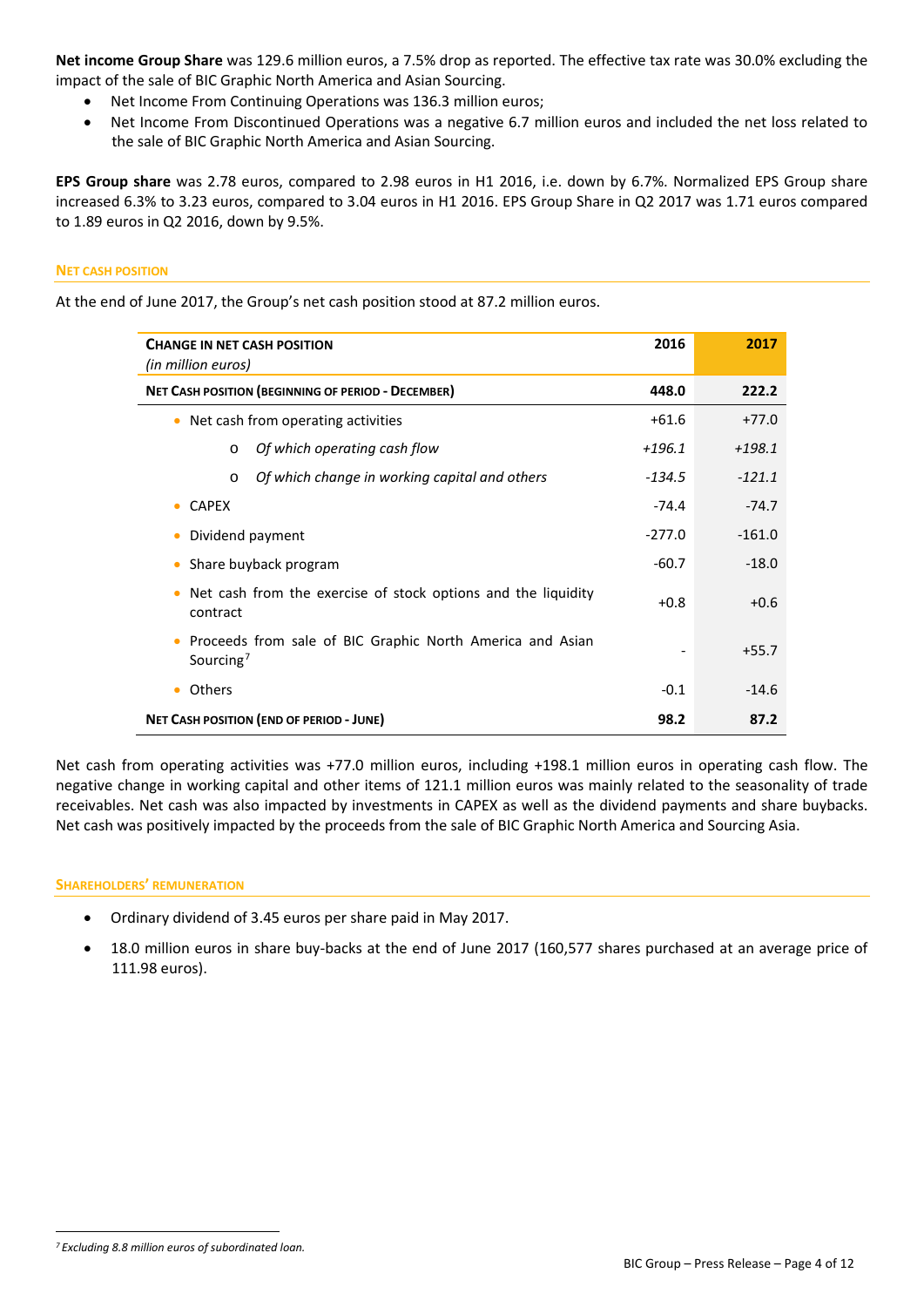**Net income Group Share** was 129.6 million euros, a 7.5% drop as reported. The effective tax rate was 30.0% excluding the impact of the sale of BIC Graphic North America and Asian Sourcing.

- Net Income From Continuing Operations was 136.3 million euros;
- Net Income From Discontinued Operations was a negative 6.7 million euros and included the net loss related to the sale of BIC Graphic North America and Asian Sourcing.

**EPS Group share** was 2.78 euros, compared to 2.98 euros in H1 2016, i.e. down by 6.7%. Normalized EPS Group share increased 6.3% to 3.23 euros, compared to 3.04 euros in H1 2016. EPS Group Share in Q2 2017 was 1.71 euros compared to 1.89 euros in Q2 2016, down by 9.5%.

## NET CASH POSITION

At the end of June 2017, the Group's net cash position stood at 87.2 million euros.

| CHANGE IN NET CASH POSITION *(in million euros)* | 2016 | 2017 |
|---|---|---|
| **NET CASH POSITION (BEGINNING OF PERIOD - DECEMBER)** | **448.0** | **222.2** |
| • Net cash from operating activities | +61.6 | +77.0 |
| o *Of which operating cash flow* | *+196.1* | *+198.1* |
| o *Of which change in working capital and others* | *-134.5* | *-121.1* |
| • CAPEX | -74.4 | -74.7 |
| • Dividend payment | -277.0 | -161.0 |
| • Share buyback program | -60.7 | -18.0 |
| • Net cash from the exercise of stock options and the liquidity contract | +0.8 | +0.6 |
| • Proceeds from sale of BIC Graphic North America and Asian Sourcing[7] | - | +55.7 |
| • Others | -0.1 | -14.6 |
| **NET CASH POSITION (END OF PERIOD - JUNE)** | **98.2** | **87.2** |

Net cash from operating activities was +77.0 million euros, including +198.1 million euros in operating cash flow. The negative change in working capital and other items of 121.1 million euros was mainly related to the seasonality of trade receivables. Net cash was also impacted by investments in CAPEX as well as the dividend payments and share buybacks. Net cash was positively impacted by the proceeds from the sale of BIC Graphic North America and Sourcing Asia.

## SHAREHOLDERS' REMUNERATION

- Ordinary dividend of 3.45 euros per share paid in May 2017.
- 18.0 million euros in share buy-backs at the end of June 2017 (160,577 shares purchased at an average price of 111.98 euros).

[7] *Excluding 8.8 million euros of subordinated loan.*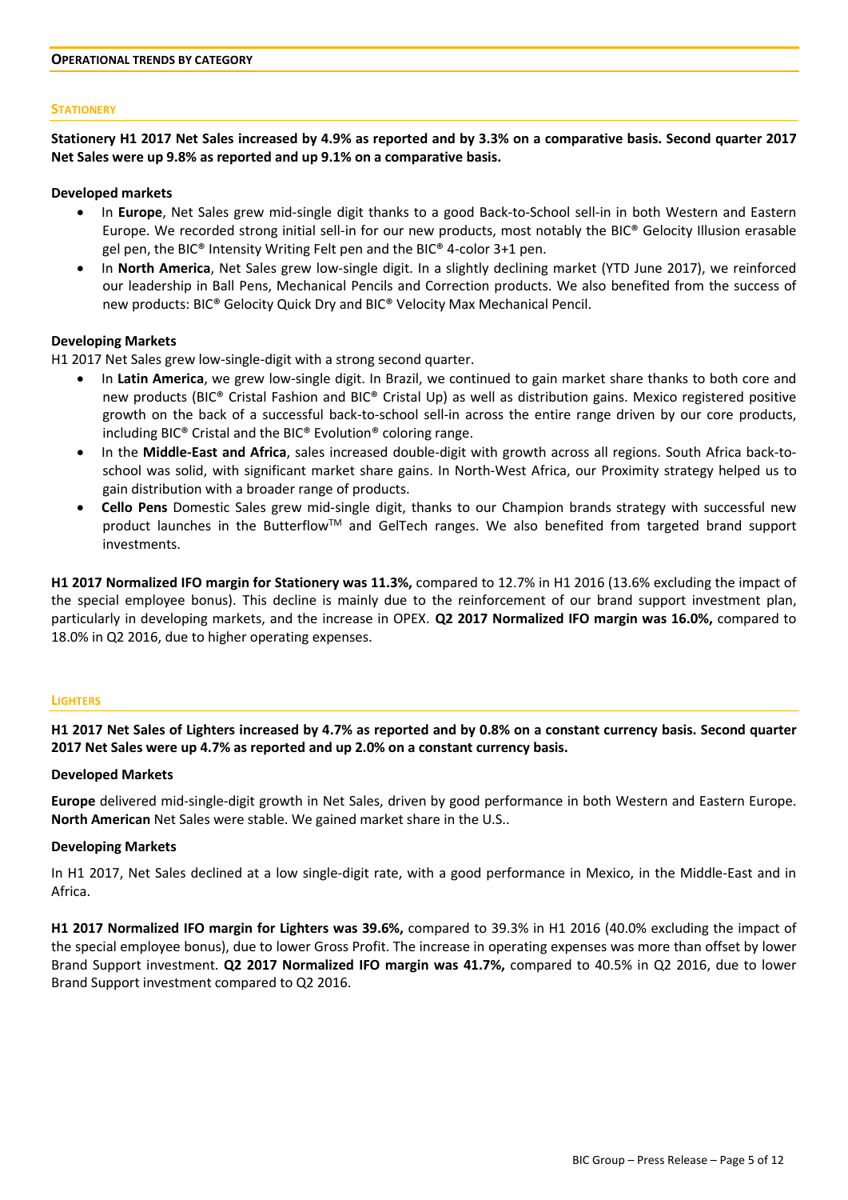## OPERATIONAL TRENDS BY CATEGORY

### STATIONERY

**Stationery H1 2017 Net Sales increased by 4.9% as reported and by 3.3% on a comparative basis. Second quarter 2017 Net Sales were up 9.8% as reported and up 9.1% on a comparative basis.**

**Developed markets**

- In **Europe**, Net Sales grew mid-single digit thanks to a good Back-to-School sell-in in both Western and Eastern Europe. We recorded strong initial sell-in for our new products, most notably the BIC® Gelocity Illusion erasable gel pen, the BIC® Intensity Writing Felt pen and the BIC® 4-color 3+1 pen.
- In **North America**, Net Sales grew low-single digit. In a slightly declining market (YTD June 2017), we reinforced our leadership in Ball Pens, Mechanical Pencils and Correction products. We also benefited from the success of new products: BIC® Gelocity Quick Dry and BIC® Velocity Max Mechanical Pencil.

**Developing Markets**

H1 2017 Net Sales grew low-single-digit with a strong second quarter.

- In **Latin America**, we grew low-single digit. In Brazil, we continued to gain market share thanks to both core and new products (BIC® Cristal Fashion and BIC® Cristal Up) as well as distribution gains. Mexico registered positive growth on the back of a successful back-to-school sell-in across the entire range driven by our core products, including BIC® Cristal and the BIC® Evolution® coloring range.
- In the **Middle-East and Africa**, sales increased double-digit with growth across all regions. South Africa back-to-school was solid, with significant market share gains. In North-West Africa, our Proximity strategy helped us to gain distribution with a broader range of products.
- **Cello Pens** Domestic Sales grew mid-single digit, thanks to our Champion brands strategy with successful new product launches in the Butterflow™ and GelTech ranges. We also benefited from targeted brand support investments.

**H1 2017 Normalized IFO margin for Stationery was 11.3%,** compared to 12.7% in H1 2016 (13.6% excluding the impact of the special employee bonus). This decline is mainly due to the reinforcement of our brand support investment plan, particularly in developing markets, and the increase in OPEX. **Q2 2017 Normalized IFO margin was 16.0%,** compared to 18.0% in Q2 2016, due to higher operating expenses.

### LIGHTERS

**H1 2017 Net Sales of Lighters increased by 4.7% as reported and by 0.8% on a constant currency basis. Second quarter 2017 Net Sales were up 4.7% as reported and up 2.0% on a constant currency basis.**

**Developed Markets**

**Europe** delivered mid-single-digit growth in Net Sales, driven by good performance in both Western and Eastern Europe. **North American** Net Sales were stable. We gained market share in the U.S..

**Developing Markets**

In H1 2017, Net Sales declined at a low single-digit rate, with a good performance in Mexico, in the Middle-East and in Africa.

**H1 2017 Normalized IFO margin for Lighters was 39.6%,** compared to 39.3% in H1 2016 (40.0% excluding the impact of the special employee bonus), due to lower Gross Profit. The increase in operating expenses was more than offset by lower Brand Support investment. **Q2 2017 Normalized IFO margin was 41.7%,** compared to 40.5% in Q2 2016, due to lower Brand Support investment compared to Q2 2016.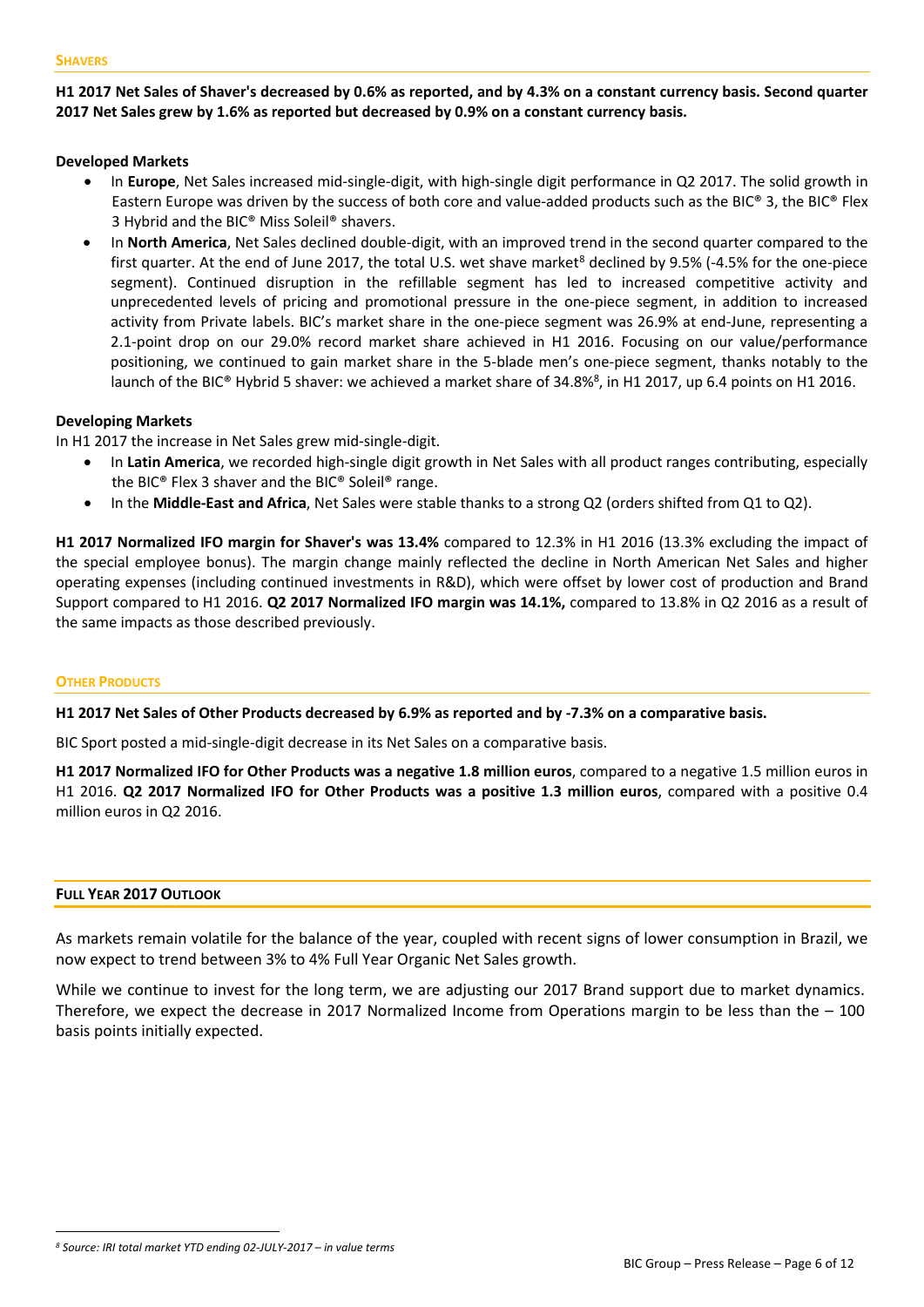## SHAVERS

**H1 2017 Net Sales of Shaver's decreased by 0.6% as reported, and by 4.3% on a constant currency basis. Second quarter 2017 Net Sales grew by 1.6% as reported but decreased by 0.9% on a constant currency basis.**

**Developed Markets**

- In **Europe**, Net Sales increased mid-single-digit, with high-single digit performance in Q2 2017. The solid growth in Eastern Europe was driven by the success of both core and value-added products such as the BIC® 3, the BIC® Flex 3 Hybrid and the BIC® Miss Soleil® shavers.
- In **North America**, Net Sales declined double-digit, with an improved trend in the second quarter compared to the first quarter. At the end of June 2017, the total U.S. wet shave market[8] declined by 9.5% (-4.5% for the one-piece segment). Continued disruption in the refillable segment has led to increased competitive activity and unprecedented levels of pricing and promotional pressure in the one-piece segment, in addition to increased activity from Private labels. BIC's market share in the one-piece segment was 26.9% at end-June, representing a 2.1-point drop on our 29.0% record market share achieved in H1 2016. Focusing on our value/performance positioning, we continued to gain market share in the 5-blade men's one-piece segment, thanks notably to the launch of the BIC® Hybrid 5 shaver: we achieved a market share of 34.8%[8], in H1 2017, up 6.4 points on H1 2016.

**Developing Markets**

In H1 2017 the increase in Net Sales grew mid-single-digit.

- In **Latin America**, we recorded high-single digit growth in Net Sales with all product ranges contributing, especially the BIC® Flex 3 shaver and the BIC® Soleil® range.
- In the **Middle-East and Africa**, Net Sales were stable thanks to a strong Q2 (orders shifted from Q1 to Q2).

**H1 2017 Normalized IFO margin for Shaver's was 13.4%** compared to 12.3% in H1 2016 (13.3% excluding the impact of the special employee bonus). The margin change mainly reflected the decline in North American Net Sales and higher operating expenses (including continued investments in R&D), which were offset by lower cost of production and Brand Support compared to H1 2016. **Q2 2017 Normalized IFO margin was 14.1%,** compared to 13.8% in Q2 2016 as a result of the same impacts as those described previously.

## OTHER PRODUCTS

**H1 2017 Net Sales of Other Products decreased by 6.9% as reported and by -7.3% on a comparative basis.**

BIC Sport posted a mid-single-digit decrease in its Net Sales on a comparative basis.

**H1 2017 Normalized IFO for Other Products was a negative 1.8 million euros**, compared to a negative 1.5 million euros in H1 2016. **Q2 2017 Normalized IFO for Other Products was a positive 1.3 million euros**, compared with a positive 0.4 million euros in Q2 2016.

## FULL YEAR 2017 OUTLOOK

As markets remain volatile for the balance of the year, coupled with recent signs of lower consumption in Brazil, we now expect to trend between 3% to 4% Full Year Organic Net Sales growth.

While we continue to invest for the long term, we are adjusting our 2017 Brand support due to market dynamics. Therefore, we expect the decrease in 2017 Normalized Income from Operations margin to be less than the – 100 basis points initially expected.

---

*[8] Source: IRI total market YTD ending 02-JULY-2017 – in value terms*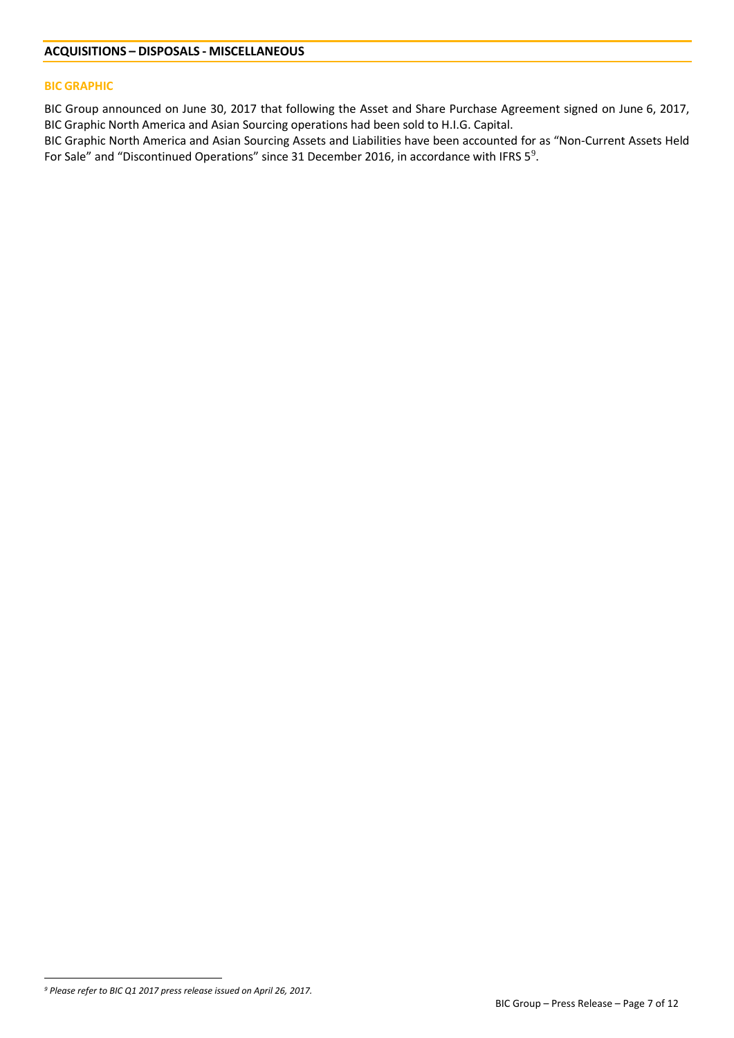## ACQUISITIONS – DISPOSALS - MISCELLANEOUS

### BIC GRAPHIC

BIC Group announced on June 30, 2017 that following the Asset and Share Purchase Agreement signed on June 6, 2017, BIC Graphic North America and Asian Sourcing operations had been sold to H.I.G. Capital.

BIC Graphic North America and Asian Sourcing Assets and Liabilities have been accounted for as "Non-Current Assets Held For Sale" and "Discontinued Operations" since 31 December 2016, in accordance with IFRS 5[9].

---

*[9] Please refer to BIC Q1 2017 press release issued on April 26, 2017.*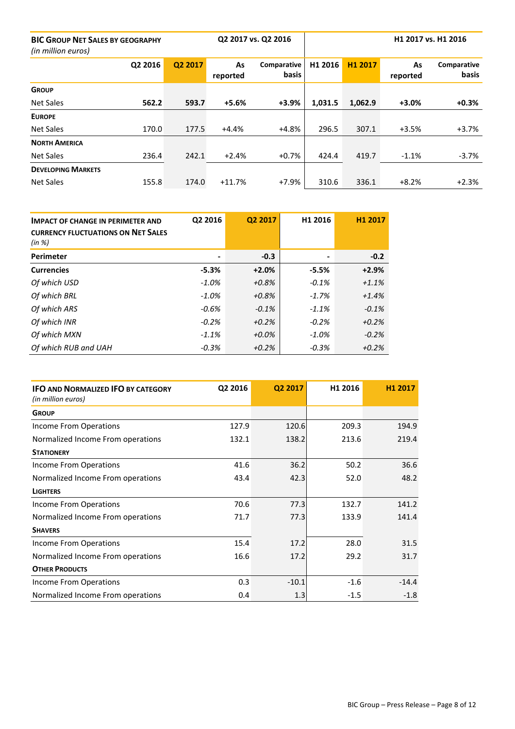| **BIC GROUP NET SALES BY GEOGRAPHY** *(in million euros)* | | | Q2 2017 vs. Q2 2016 | | | | H1 2017 vs. H1 2016 | |
|---|---|---|---|---|---|---|---|---|
| | **Q2 2016** | **Q2 2017** | **As reported** | **Comparative basis** | **H1 2016** | **H1 2017** | **As reported** | **Comparative basis** |
| **GROUP** | | | | | | | | |
| Net Sales | **562.2** | **593.7** | **+5.6%** | **+3.9%** | **1,031.5** | **1,062.9** | **+3.0%** | **+0.3%** |
| **EUROPE** | | | | | | | | |
| Net Sales | 170.0 | 177.5 | +4.4% | +4.8% | 296.5 | 307.1 | +3.5% | +3.7% |
| **NORTH AMERICA** | | | | | | | | |
| Net Sales | 236.4 | 242.1 | +2.4% | +0.7% | 424.4 | 419.7 | -1.1% | -3.7% |
| **DEVELOPING MARKETS** | | | | | | | | |
| Net Sales | 155.8 | 174.0 | +11.7% | +7.9% | 310.6 | 336.1 | +8.2% | +2.3% |

| **IMPACT OF CHANGE IN PERIMETER AND CURRENCY FLUCTUATIONS ON NET SALES** *(in %)* | **Q2 2016** | **Q2 2017** | **H1 2016** | **H1 2017** |
|---|---|---|---|---|
| **Perimeter** | **-** | **-0.3** | **-** | **-0.2** |
| **Currencies** | **-5.3%** | **+2.0%** | **-5.5%** | **+2.9%** |
| *Of which USD* | *-1.0%* | *+0.8%* | *-0.1%* | *+1.1%* |
| *Of which BRL* | *-1.0%* | *+0.8%* | *-1.7%* | *+1.4%* |
| *Of which ARS* | *-0.6%* | *-0.1%* | *-1.1%* | *-0.1%* |
| *Of which INR* | *-0.2%* | *+0.2%* | *-0.2%* | *+0.2%* |
| *Of which MXN* | *-1.1%* | *+0.0%* | *-1.0%* | *-0.2%* |
| *Of which RUB and UAH* | *-0.3%* | *+0.2%* | *-0.3%* | *+0.2%* |

| **IFO AND NORMALIZED IFO BY CATEGORY** *(in million euros)* | **Q2 2016** | **Q2 2017** | **H1 2016** | **H1 2017** |
|---|---|---|---|---|
| **GROUP** | | | | |
| Income From Operations | 127.9 | 120.6 | 209.3 | 194.9 |
| Normalized Income From operations | 132.1 | 138.2 | 213.6 | 219.4 |
| **STATIONERY** | | | | |
| Income From Operations | 41.6 | 36.2 | 50.2 | 36.6 |
| Normalized Income From operations | 43.4 | 42.3 | 52.0 | 48.2 |
| **LIGHTERS** | | | | |
| Income From Operations | 70.6 | 77.3 | 132.7 | 141.2 |
| Normalized Income From operations | 71.7 | 77.3 | 133.9 | 141.4 |
| **SHAVERS** | | | | |
| Income From Operations | 15.4 | 17.2 | 28.0 | 31.5 |
| Normalized Income From operations | 16.6 | 17.2 | 29.2 | 31.7 |
| **OTHER PRODUCTS** | | | | |
| Income From Operations | 0.3 | -10.1 | -1.6 | -14.4 |
| Normalized Income From operations | 0.4 | 1.3 | -1.5 | -1.8 |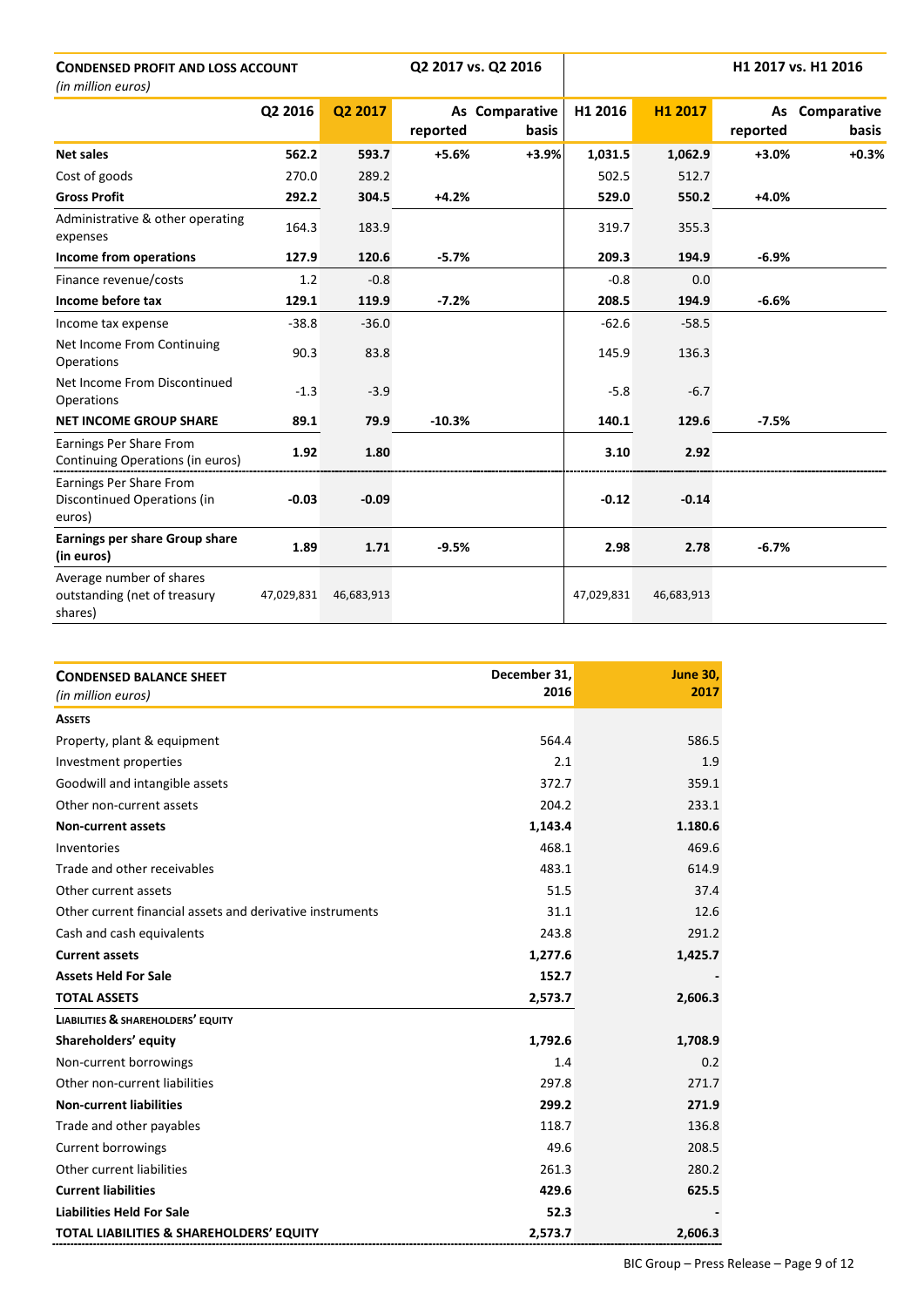| **CONDENSED PROFIT AND LOSS ACCOUNT** *(in million euros)* | | | Q2 2017 vs. Q2 2016 | | | | H1 2017 vs. H1 2016 | |
|---|---|---|---|---|---|---|---|---|
| | **Q2 2016** | **Q2 2017** | **As reported** | **Comparative basis** | **H1 2016** | **H1 2017** | **As reported** | **Comparative basis** |
| **Net sales** | **562.2** | **593.7** | **+5.6%** | **+3.9%** | **1,031.5** | **1,062.9** | **+3.0%** | **+0.3%** |
| Cost of goods | 270.0 | 289.2 | | | 502.5 | 512.7 | | |
| **Gross Profit** | **292.2** | **304.5** | **+4.2%** | | **529.0** | **550.2** | **+4.0%** | |
| Administrative & other operating expenses | 164.3 | 183.9 | | | 319.7 | 355.3 | | |
| **Income from operations** | **127.9** | **120.6** | **-5.7%** | | **209.3** | **194.9** | **-6.9%** | |
| Finance revenue/costs | 1.2 | -0.8 | | | -0.8 | 0.0 | | |
| **Income before tax** | **129.1** | **119.9** | **-7.2%** | | **208.5** | **194.9** | **-6.6%** | |
| Income tax expense | -38.8 | -36.0 | | | -62.6 | -58.5 | | |
| Net Income From Continuing Operations | 90.3 | 83.8 | | | 145.9 | 136.3 | | |
| Net Income From Discontinued Operations | -1.3 | -3.9 | | | -5.8 | -6.7 | | |
| **NET INCOME GROUP SHARE** | **89.1** | **79.9** | **-10.3%** | | **140.1** | **129.6** | **-7.5%** | |
| Earnings Per Share From Continuing Operations (in euros) | **1.92** | **1.80** | | | **3.10** | **2.92** | | |
| Earnings Per Share From Discontinued Operations (in euros) | **-0.03** | **-0.09** | | | **-0.12** | **-0.14** | | |
| **Earnings per share Group share (in euros)** | **1.89** | **1.71** | **-9.5%** | | **2.98** | **2.78** | **-6.7%** | |
| Average number of shares outstanding (net of treasury shares) | 47,029,831 | 46,683,913 | | | 47,029,831 | 46,683,913 | | |

| **CONDENSED BALANCE SHEET** *(in million euros)* | **December 31, 2016** | **June 30, 2017** |
|---|---|---|
| **ASSETS** | | |
| Property, plant & equipment | 564.4 | 586.5 |
| Investment properties | 2.1 | 1.9 |
| Goodwill and intangible assets | 372.7 | 359.1 |
| Other non-current assets | 204.2 | 233.1 |
| **Non-current assets** | **1,143.4** | **1.180.6** |
| Inventories | 468.1 | 469.6 |
| Trade and other receivables | 483.1 | 614.9 |
| Other current assets | 51.5 | 37.4 |
| Other current financial assets and derivative instruments | 31.1 | 12.6 |
| Cash and cash equivalents | 243.8 | 291.2 |
| **Current assets** | **1,277.6** | **1,425.7** |
| **Assets Held For Sale** | **152.7** | **-** |
| **TOTAL ASSETS** | **2,573.7** | **2,606.3** |
| **LIABILITIES & SHAREHOLDERS' EQUITY** | | |
| **Shareholders' equity** | **1,792.6** | **1,708.9** |
| Non-current borrowings | 1.4 | 0.2 |
| Other non-current liabilities | 297.8 | 271.7 |
| **Non-current liabilities** | **299.2** | **271.9** |
| Trade and other payables | 118.7 | 136.8 |
| Current borrowings | 49.6 | 208.5 |
| Other current liabilities | 261.3 | 280.2 |
| **Current liabilities** | **429.6** | **625.5** |
| **Liabilities Held For Sale** | **52.3** | **-** |
| **TOTAL LIABILITIES & SHAREHOLDERS' EQUITY** | **2,573.7** | **2,606.3** |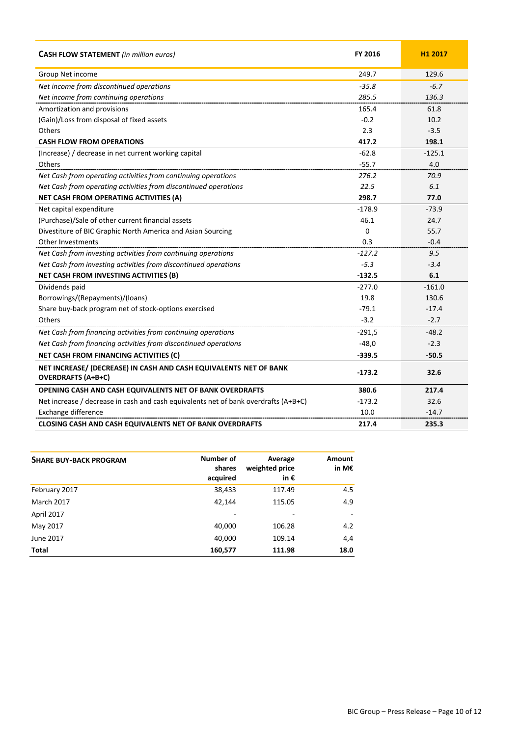| **CASH FLOW STATEMENT** *(in million euros)* | **FY 2016** | **H1 2017** |
|---|---|---|
| Group Net income | 249.7 | 129.6 |
| *Net income from discontinued operations* | *-35.8* | *-6.7* |
| *Net income from continuing operations* | *285.5* | *136.3* |
| Amortization and provisions | 165.4 | 61.8 |
| (Gain)/Loss from disposal of fixed assets | -0.2 | 10.2 |
| Others | 2.3 | -3.5 |
| **CASH FLOW FROM OPERATIONS** | **417.2** | **198.1** |
| (Increase) / decrease in net current working capital | -62.8 | -125.1 |
| Others | -55.7 | 4.0 |
| *Net Cash from operating activities from continuing operations* | *276.2* | *70.9* |
| *Net Cash from operating activities from discontinued operations* | *22.5* | *6.1* |
| **NET CASH FROM OPERATING ACTIVITIES (A)** | **298.7** | **77.0** |
| Net capital expenditure | -178.9 | -73.9 |
| (Purchase)/Sale of other current financial assets | 46.1 | 24.7 |
| Divestiture of BIC Graphic North America and Asian Sourcing | 0 | 55.7 |
| Other Investments | 0.3 | -0.4 |
| *Net Cash from investing activities from continuing operations* | *-127.2* | *9.5* |
| *Net Cash from investing activities from discontinued operations* | *-5.3* | *-3.4* |
| **NET CASH FROM INVESTING ACTIVITIES (B)** | **-132.5** | **6.1** |
| Dividends paid | -277.0 | -161.0 |
| Borrowings/(Repayments)/(loans) | 19.8 | 130.6 |
| Share buy-back program net of stock-options exercised | -79.1 | -17.4 |
| Others | -3.2 | -2.7 |
| *Net Cash from financing activities from continuing operations* | -291,5 | -48.2 |
| *Net Cash from financing activities from discontinued operations* | -48,0 | -2.3 |
| **NET CASH FROM FINANCING ACTIVITIES (C)** | **-339.5** | **-50.5** |
| **NET INCREASE/ (DECREASE) IN CASH AND CASH EQUIVALENTS NET OF BANK OVERDRAFTS (A+B+C)** | **-173.2** | **32.6** |
| **OPENING CASH AND CASH EQUIVALENTS NET OF BANK OVERDRAFTS** | **380.6** | **217.4** |
| Net increase / decrease in cash and cash equivalents net of bank overdrafts (A+B+C) | -173.2 | 32.6 |
| Exchange difference | 10.0 | -14.7 |
| **CLOSING CASH AND CASH EQUIVALENTS NET OF BANK OVERDRAFTS** | **217.4** | **235.3** |

| **SHARE BUY-BACK PROGRAM** | **Number of shares acquired** | **Average weighted price in €** | **Amount in M€** |
|---|---|---|---|
| February 2017 | 38,433 | 117.49 | 4.5 |
| March 2017 | 42,144 | 115.05 | 4.9 |
| April 2017 | - | - | - |
| May 2017 | 40,000 | 106.28 | 4.2 |
| June 2017 | 40,000 | 109.14 | 4,4 |
| **Total** | **160,577** | **111.98** | **18.0** |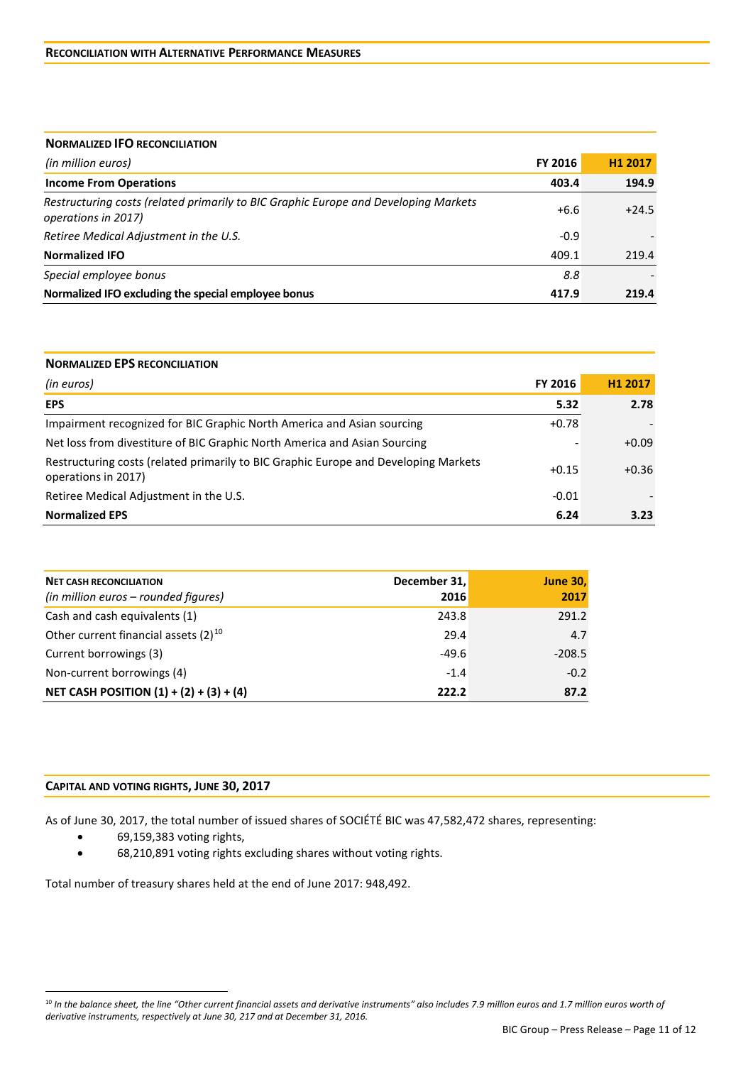## RECONCILIATION WITH ALTERNATIVE PERFORMANCE MEASURES

| **NORMALIZED IFO RECONCILIATION** | | |
|---|---|---|
| *(in million euros)* | **FY 2016** | **H1 2017** |
| **Income From Operations** | **403.4** | **194.9** |
| *Restructuring costs (related primarily to BIC Graphic Europe and Developing Markets operations in 2017)* | +6.6 | +24.5 |
| *Retiree Medical Adjustment in the U.S.* | -0.9 | - |
| **Normalized IFO** | 409.1 | 219.4 |
| *Special employee bonus* | *8.8* | - |
| **Normalized IFO excluding the special employee bonus** | **417.9** | **219.4** |

| **NORMALIZED EPS RECONCILIATION** | | |
|---|---|---|
| *(in euros)* | **FY 2016** | **H1 2017** |
| **EPS** | **5.32** | **2.78** |
| Impairment recognized for BIC Graphic North America and Asian sourcing | +0.78 | - |
| Net loss from divestiture of BIC Graphic North America and Asian Sourcing | - | +0.09 |
| Restructuring costs (related primarily to BIC Graphic Europe and Developing Markets operations in 2017) | +0.15 | +0.36 |
| Retiree Medical Adjustment in the U.S. | -0.01 | - |
| **Normalized EPS** | **6.24** | **3.23** |

| **NET CASH RECONCILIATION** *(in million euros – rounded figures)* | **December 31, 2016** | **June 30, 2017** |
|---|---|---|
| Cash and cash equivalents (1) | 243.8 | 291.2 |
| Other current financial assets (2)[10] | 29.4 | 4.7 |
| Current borrowings (3) | -49.6 | -208.5 |
| Non-current borrowings (4) | -1.4 | -0.2 |
| **NET CASH POSITION (1) + (2) + (3) + (4)** | **222.2** | **87.2** |

## CAPITAL AND VOTING RIGHTS, JUNE 30, 2017

As of June 30, 2017, the total number of issued shares of SOCIÉTÉ BIC was 47,582,472 shares, representing:

- 69,159,383 voting rights,
- 68,210,891 voting rights excluding shares without voting rights.

Total number of treasury shares held at the end of June 2017: 948,492.

[10] *In the balance sheet, the line "Other current financial assets and derivative instruments" also includes 7.9 million euros and 1.7 million euros worth of derivative instruments, respectively at June 30, 217 and at December 31, 2016.*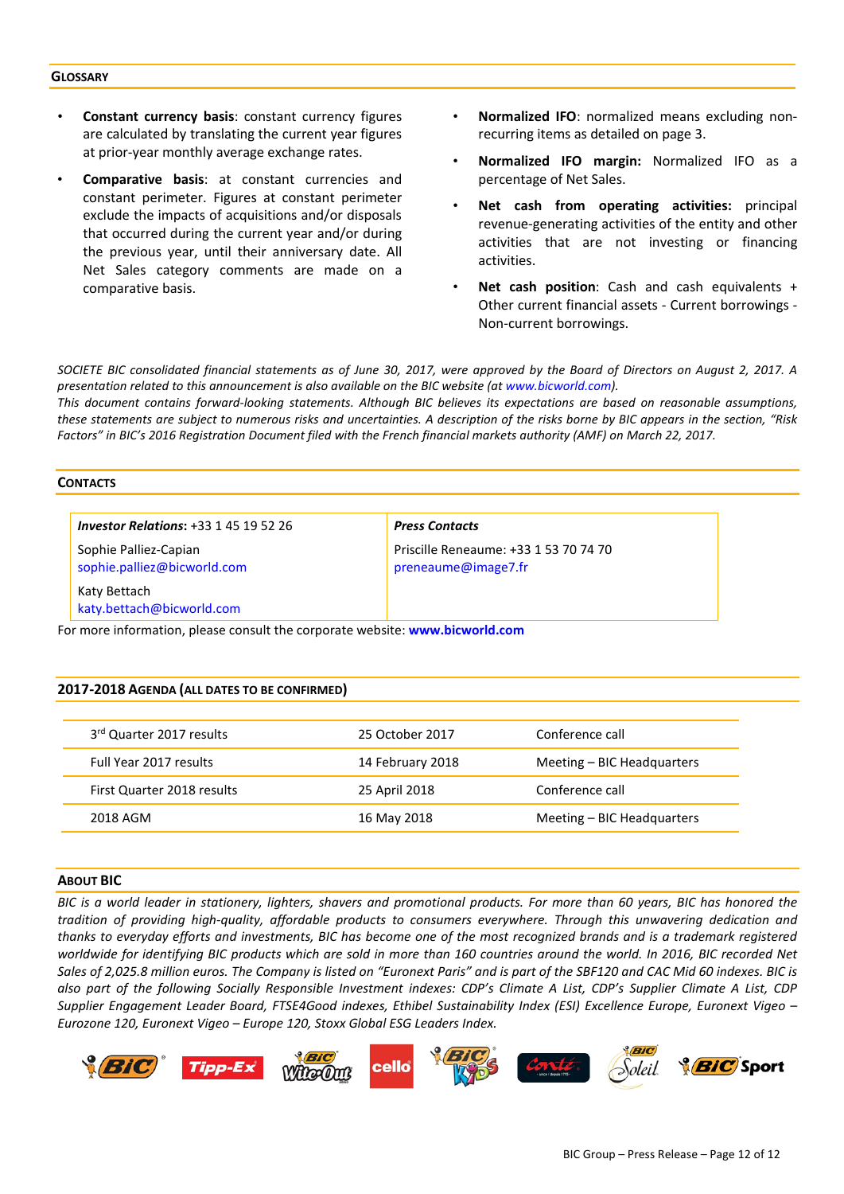## Glossary

- **Constant currency basis**: constant currency figures are calculated by translating the current year figures at prior-year monthly average exchange rates.
- **Comparative basis**: at constant currencies and constant perimeter. Figures at constant perimeter exclude the impacts of acquisitions and/or disposals that occurred during the current year and/or during the previous year, until their anniversary date. All Net Sales category comments are made on a comparative basis.
- **Normalized IFO**: normalized means excluding non-recurring items as detailed on page 3.
- **Normalized IFO margin:** Normalized IFO as a percentage of Net Sales.
- **Net cash from operating activities:** principal revenue-generating activities of the entity and other activities that are not investing or financing activities.
- **Net cash position**: Cash and cash equivalents + Other current financial assets - Current borrowings - Non-current borrowings.

*SOCIETE BIC consolidated financial statements as of June 30, 2017, were approved by the Board of Directors on August 2, 2017. A presentation related to this announcement is also available on the BIC website (at www.bicworld.com).*
*This document contains forward-looking statements. Although BIC believes its expectations are based on reasonable assumptions, these statements are subject to numerous risks and uncertainties. A description of the risks borne by BIC appears in the section, "Risk Factors" in BIC's 2016 Registration Document filed with the French financial markets authority (AMF) on March 22, 2017.*

## Contacts

| ***Investor Relations***: +33 1 45 19 52 26 | ***Press Contacts*** |
|---|---|
| Sophie Palliez-Capian<br>sophie.palliez@bicworld.com | Priscille Reneaume: +33 1 53 70 74 70<br>preneaume@image7.fr |
| Katy Bettach<br>katy.bettach@bicworld.com | |

For more information, please consult the corporate website: **www.bicworld.com**

## 2017-2018 Agenda (all dates to be confirmed)

| | | |
|---|---|---|
| 3rd Quarter 2017 results | 25 October 2017 | Conference call |
| Full Year 2017 results | 14 February 2018 | Meeting – BIC Headquarters |
| First Quarter 2018 results | 25 April 2018 | Conference call |
| 2018 AGM | 16 May 2018 | Meeting – BIC Headquarters |

## About BIC

*BIC is a world leader in stationery, lighters, shavers and promotional products. For more than 60 years, BIC has honored the tradition of providing high-quality, affordable products to consumers everywhere. Through this unwavering dedication and thanks to everyday efforts and investments, BIC has become one of the most recognized brands and is a trademark registered worldwide for identifying BIC products which are sold in more than 160 countries around the world. In 2016, BIC recorded Net Sales of 2,025.8 million euros. The Company is listed on "Euronext Paris" and is part of the SBF120 and CAC Mid 60 indexes. BIC is also part of the following Socially Responsible Investment indexes: CDP's Climate A List, CDP's Supplier Climate A List, CDP Supplier Engagement Leader Board, FTSE4Good indexes, Ethibel Sustainability Index (ESI) Excellence Europe, Euronext Vigeo – Eurozone 120, Euronext Vigeo – Europe 120, Stoxx Global ESG Leaders Index.*